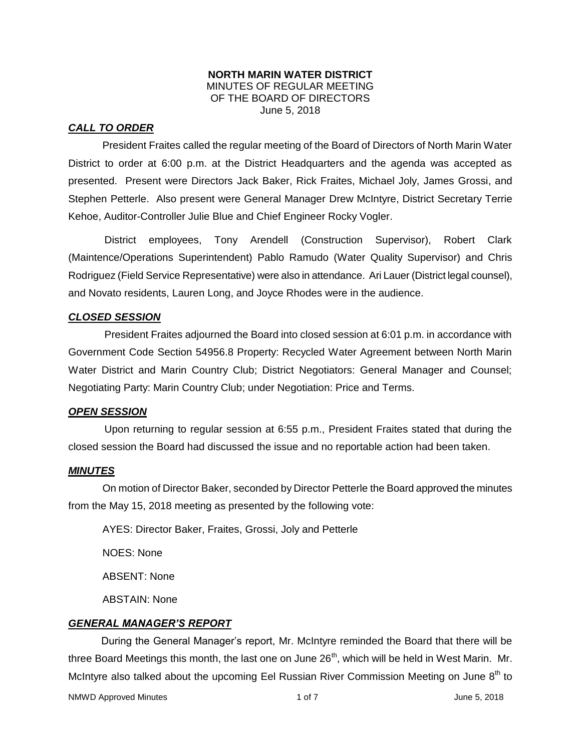**NORTH MARIN WATER DISTRICT**
MINUTES OF REGULAR MEETING
OF THE BOARD OF DIRECTORS
June 5, 2018

## ***CALL TO ORDER***

President Fraites called the regular meeting of the Board of Directors of North Marin Water District to order at 6:00 p.m. at the District Headquarters and the agenda was accepted as presented. Present were Directors Jack Baker, Rick Fraites, Michael Joly, James Grossi, and Stephen Petterle. Also present were General Manager Drew McIntyre, District Secretary Terrie Kehoe, Auditor-Controller Julie Blue and Chief Engineer Rocky Vogler.

District employees, Tony Arendell (Construction Supervisor), Robert Clark (Maintence/Operations Superintendent) Pablo Ramudo (Water Quality Supervisor) and Chris Rodriguez (Field Service Representative) were also in attendance. Ari Lauer (District legal counsel), and Novato residents, Lauren Long, and Joyce Rhodes were in the audience.

## ***CLOSED SESSION***

President Fraites adjourned the Board into closed session at 6:01 p.m. in accordance with Government Code Section 54956.8 Property: Recycled Water Agreement between North Marin Water District and Marin Country Club; District Negotiators: General Manager and Counsel; Negotiating Party: Marin Country Club; under Negotiation: Price and Terms.

## ***OPEN SESSION***

Upon returning to regular session at 6:55 p.m., President Fraites stated that during the closed session the Board had discussed the issue and no reportable action had been taken.

## ***MINUTES***

On motion of Director Baker, seconded by Director Petterle the Board approved the minutes from the May 15, 2018 meeting as presented by the following vote:

AYES: Director Baker, Fraites, Grossi, Joly and Petterle

NOES: None

ABSENT: None

ABSTAIN: None

## ***GENERAL MANAGER'S REPORT***

During the General Manager's report, Mr. McIntyre reminded the Board that there will be three Board Meetings this month, the last one on June 26th, which will be held in West Marin. Mr. McIntyre also talked about the upcoming Eel Russian River Commission Meeting on June 8th to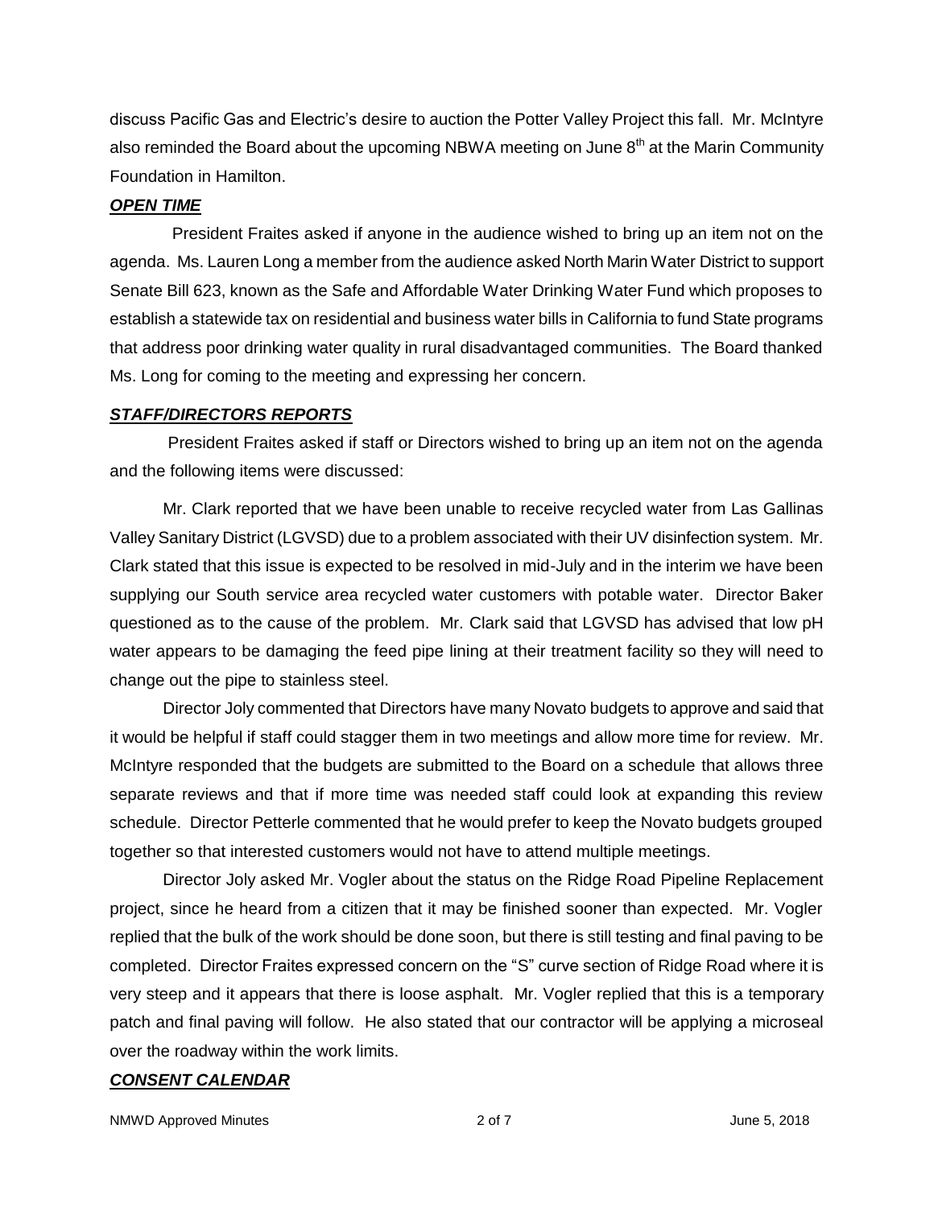discuss Pacific Gas and Electric's desire to auction the Potter Valley Project this fall. Mr. McIntyre also reminded the Board about the upcoming NBWA meeting on June 8th at the Marin Community Foundation in Hamilton.

***OPEN TIME***

President Fraites asked if anyone in the audience wished to bring up an item not on the agenda. Ms. Lauren Long a member from the audience asked North Marin Water District to support Senate Bill 623, known as the Safe and Affordable Water Drinking Water Fund which proposes to establish a statewide tax on residential and business water bills in California to fund State programs that address poor drinking water quality in rural disadvantaged communities. The Board thanked Ms. Long for coming to the meeting and expressing her concern.

***STAFF/DIRECTORS REPORTS***

President Fraites asked if staff or Directors wished to bring up an item not on the agenda and the following items were discussed:

Mr. Clark reported that we have been unable to receive recycled water from Las Gallinas Valley Sanitary District (LGVSD) due to a problem associated with their UV disinfection system. Mr. Clark stated that this issue is expected to be resolved in mid-July and in the interim we have been supplying our South service area recycled water customers with potable water. Director Baker questioned as to the cause of the problem. Mr. Clark said that LGVSD has advised that low pH water appears to be damaging the feed pipe lining at their treatment facility so they will need to change out the pipe to stainless steel.

Director Joly commented that Directors have many Novato budgets to approve and said that it would be helpful if staff could stagger them in two meetings and allow more time for review. Mr. McIntyre responded that the budgets are submitted to the Board on a schedule that allows three separate reviews and that if more time was needed staff could look at expanding this review schedule. Director Petterle commented that he would prefer to keep the Novato budgets grouped together so that interested customers would not have to attend multiple meetings.

Director Joly asked Mr. Vogler about the status on the Ridge Road Pipeline Replacement project, since he heard from a citizen that it may be finished sooner than expected. Mr. Vogler replied that the bulk of the work should be done soon, but there is still testing and final paving to be completed. Director Fraites expressed concern on the "S" curve section of Ridge Road where it is very steep and it appears that there is loose asphalt. Mr. Vogler replied that this is a temporary patch and final paving will follow. He also stated that our contractor will be applying a microseal over the roadway within the work limits.

***CONSENT CALENDAR***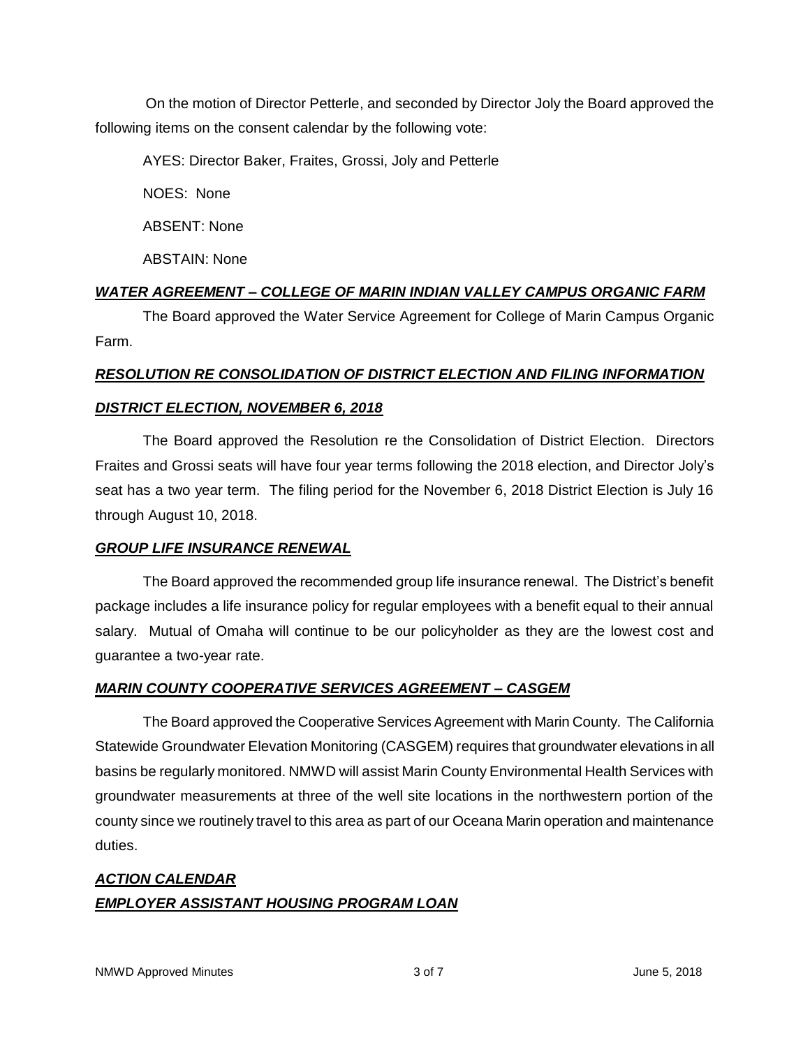On the motion of Director Petterle, and seconded by Director Joly the Board approved the following items on the consent calendar by the following vote:

AYES: Director Baker, Fraites, Grossi, Joly and Petterle

NOES: None

ABSENT: None

ABSTAIN: None

***WATER AGREEMENT – COLLEGE OF MARIN INDIAN VALLEY CAMPUS ORGANIC FARM***

The Board approved the Water Service Agreement for College of Marin Campus Organic Farm.

***RESOLUTION RE CONSOLIDATION OF DISTRICT ELECTION AND FILING INFORMATION DISTRICT ELECTION, NOVEMBER 6, 2018***

The Board approved the Resolution re the Consolidation of District Election. Directors Fraites and Grossi seats will have four year terms following the 2018 election, and Director Joly's seat has a two year term. The filing period for the November 6, 2018 District Election is July 16 through August 10, 2018.

***GROUP LIFE INSURANCE RENEWAL***

The Board approved the recommended group life insurance renewal. The District's benefit package includes a life insurance policy for regular employees with a benefit equal to their annual salary. Mutual of Omaha will continue to be our policyholder as they are the lowest cost and guarantee a two-year rate.

***MARIN COUNTY COOPERATIVE SERVICES AGREEMENT – CASGEM***

The Board approved the Cooperative Services Agreement with Marin County. The California Statewide Groundwater Elevation Monitoring (CASGEM) requires that groundwater elevations in all basins be regularly monitored. NMWD will assist Marin County Environmental Health Services with groundwater measurements at three of the well site locations in the northwestern portion of the county since we routinely travel to this area as part of our Oceana Marin operation and maintenance duties.

***ACTION CALENDAR***

***EMPLOYER ASSISTANT HOUSING PROGRAM LOAN***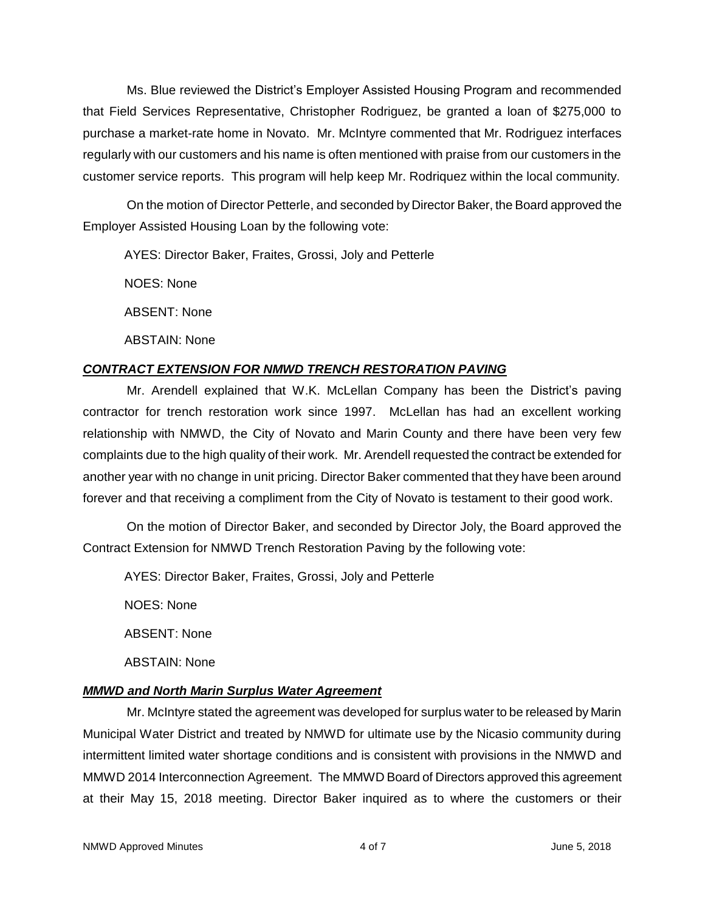Ms. Blue reviewed the District's Employer Assisted Housing Program and recommended that Field Services Representative, Christopher Rodriguez, be granted a loan of $275,000 to purchase a market-rate home in Novato. Mr. McIntyre commented that Mr. Rodriguez interfaces regularly with our customers and his name is often mentioned with praise from our customers in the customer service reports. This program will help keep Mr. Rodriquez within the local community.

On the motion of Director Petterle, and seconded by Director Baker, the Board approved the Employer Assisted Housing Loan by the following vote:

AYES: Director Baker, Fraites, Grossi, Joly and Petterle

NOES: None

ABSENT: None

ABSTAIN: None

***CONTRACT EXTENSION FOR NMWD TRENCH RESTORATION PAVING***

Mr. Arendell explained that W.K. McLellan Company has been the District's paving contractor for trench restoration work since 1997. McLellan has had an excellent working relationship with NMWD, the City of Novato and Marin County and there have been very few complaints due to the high quality of their work. Mr. Arendell requested the contract be extended for another year with no change in unit pricing. Director Baker commented that they have been around forever and that receiving a compliment from the City of Novato is testament to their good work.

On the motion of Director Baker, and seconded by Director Joly, the Board approved the Contract Extension for NMWD Trench Restoration Paving by the following vote:

AYES: Director Baker, Fraites, Grossi, Joly and Petterle

NOES: None

ABSENT: None

ABSTAIN: None

***MMWD and North Marin Surplus Water Agreement***

Mr. McIntyre stated the agreement was developed for surplus water to be released by Marin Municipal Water District and treated by NMWD for ultimate use by the Nicasio community during intermittent limited water shortage conditions and is consistent with provisions in the NMWD and MMWD 2014 Interconnection Agreement. The MMWD Board of Directors approved this agreement at their May 15, 2018 meeting. Director Baker inquired as to where the customers or their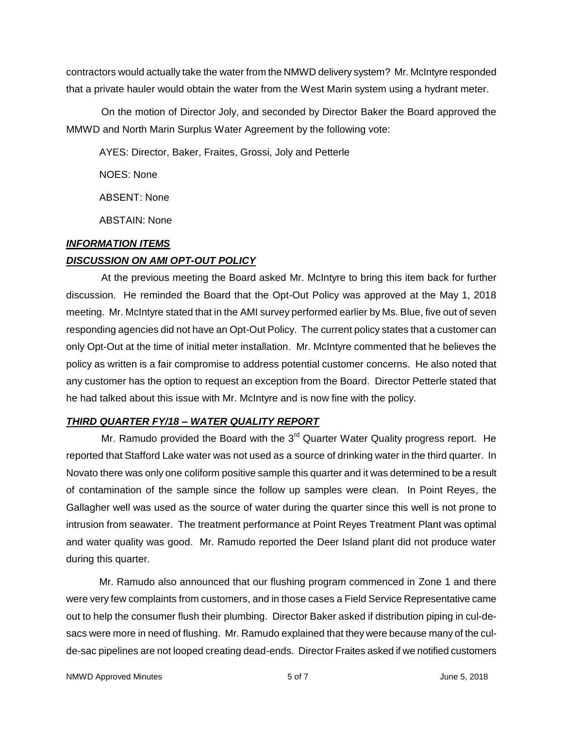contractors would actually take the water from the NMWD delivery system? Mr. McIntyre responded that a private hauler would obtain the water from the West Marin system using a hydrant meter.

On the motion of Director Joly, and seconded by Director Baker the Board approved the MMWD and North Marin Surplus Water Agreement by the following vote:

AYES: Director, Baker, Fraites, Grossi, Joly and Petterle

NOES: None

ABSENT: None

ABSTAIN: None

***INFORMATION ITEMS***

***DISCUSSION ON AMI OPT-OUT POLICY***

At the previous meeting the Board asked Mr. McIntyre to bring this item back for further discussion. He reminded the Board that the Opt-Out Policy was approved at the May 1, 2018 meeting. Mr. McIntyre stated that in the AMI survey performed earlier by Ms. Blue, five out of seven responding agencies did not have an Opt-Out Policy. The current policy states that a customer can only Opt-Out at the time of initial meter installation. Mr. McIntyre commented that he believes the policy as written is a fair compromise to address potential customer concerns. He also noted that any customer has the option to request an exception from the Board. Director Petterle stated that he had talked about this issue with Mr. McIntyre and is now fine with the policy.

***THIRD QUARTER FY/18 – WATER QUALITY REPORT***

Mr. Ramudo provided the Board with the 3rd Quarter Water Quality progress report. He reported that Stafford Lake water was not used as a source of drinking water in the third quarter. In Novato there was only one coliform positive sample this quarter and it was determined to be a result of contamination of the sample since the follow up samples were clean. In Point Reyes, the Gallagher well was used as the source of water during the quarter since this well is not prone to intrusion from seawater. The treatment performance at Point Reyes Treatment Plant was optimal and water quality was good. Mr. Ramudo reported the Deer Island plant did not produce water during this quarter.

Mr. Ramudo also announced that our flushing program commenced in Zone 1 and there were very few complaints from customers, and in those cases a Field Service Representative came out to help the consumer flush their plumbing. Director Baker asked if distribution piping in cul-de-sacs were more in need of flushing. Mr. Ramudo explained that they were because many of the cul-de-sac pipelines are not looped creating dead-ends. Director Fraites asked if we notified customers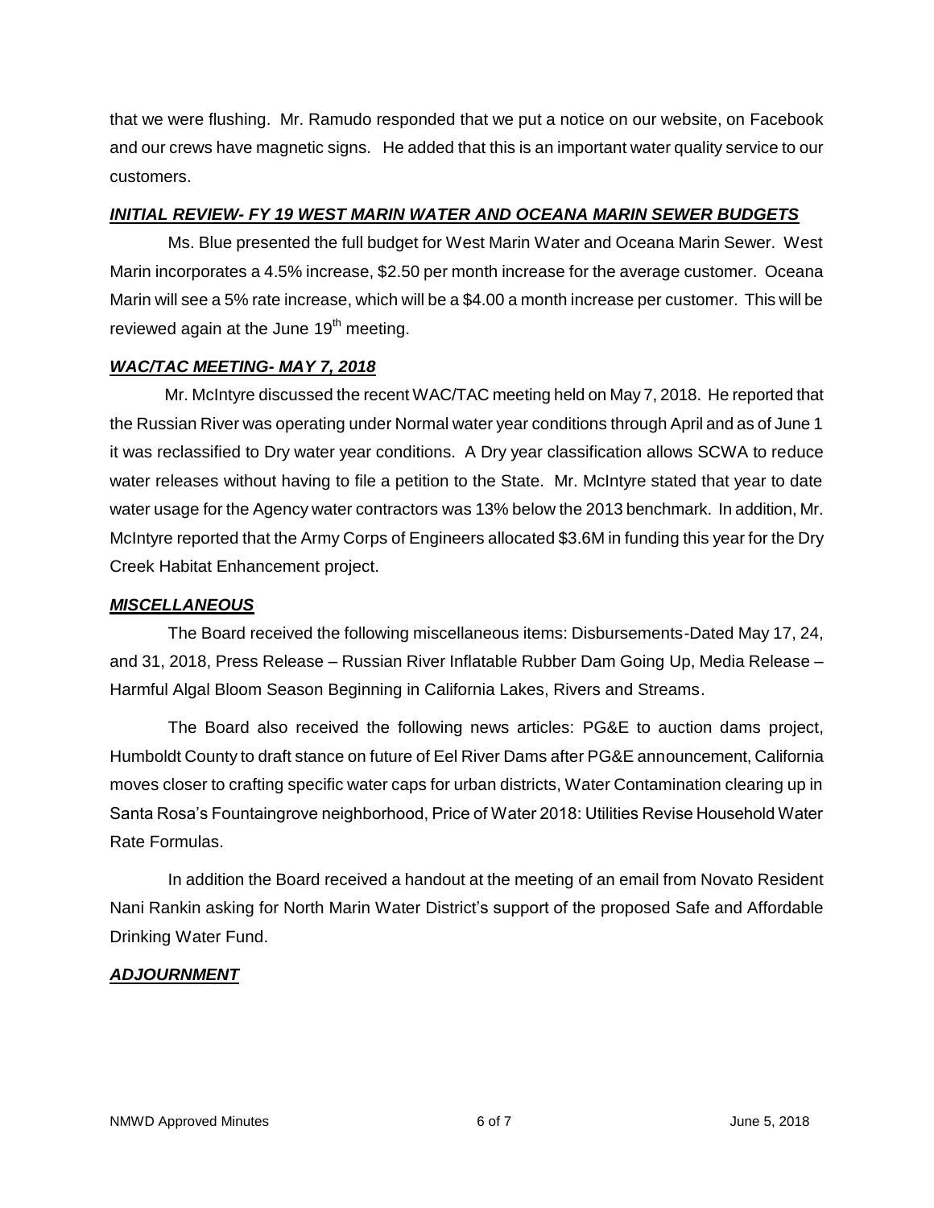that we were flushing. Mr. Ramudo responded that we put a notice on our website, on Facebook and our crews have magnetic signs. He added that this is an important water quality service to our customers.

***INITIAL REVIEW- FY 19 WEST MARIN WATER AND OCEANA MARIN SEWER BUDGETS***

Ms. Blue presented the full budget for West Marin Water and Oceana Marin Sewer. West Marin incorporates a 4.5% increase, $2.50 per month increase for the average customer. Oceana Marin will see a 5% rate increase, which will be a $4.00 a month increase per customer. This will be reviewed again at the June 19th meeting.

***WAC/TAC MEETING- MAY 7, 2018***

Mr. McIntyre discussed the recent WAC/TAC meeting held on May 7, 2018. He reported that the Russian River was operating under Normal water year conditions through April and as of June 1 it was reclassified to Dry water year conditions. A Dry year classification allows SCWA to reduce water releases without having to file a petition to the State. Mr. McIntyre stated that year to date water usage for the Agency water contractors was 13% below the 2013 benchmark. In addition, Mr. McIntyre reported that the Army Corps of Engineers allocated $3.6M in funding this year for the Dry Creek Habitat Enhancement project.

***MISCELLANEOUS***

The Board received the following miscellaneous items: Disbursements-Dated May 17, 24, and 31, 2018, Press Release – Russian River Inflatable Rubber Dam Going Up, Media Release – Harmful Algal Bloom Season Beginning in California Lakes, Rivers and Streams.

The Board also received the following news articles: PG&E to auction dams project, Humboldt County to draft stance on future of Eel River Dams after PG&E announcement, California moves closer to crafting specific water caps for urban districts, Water Contamination clearing up in Santa Rosa's Fountaingrove neighborhood, Price of Water 2018: Utilities Revise Household Water Rate Formulas.

In addition the Board received a handout at the meeting of an email from Novato Resident Nani Rankin asking for North Marin Water District's support of the proposed Safe and Affordable Drinking Water Fund.

***ADJOURNMENT***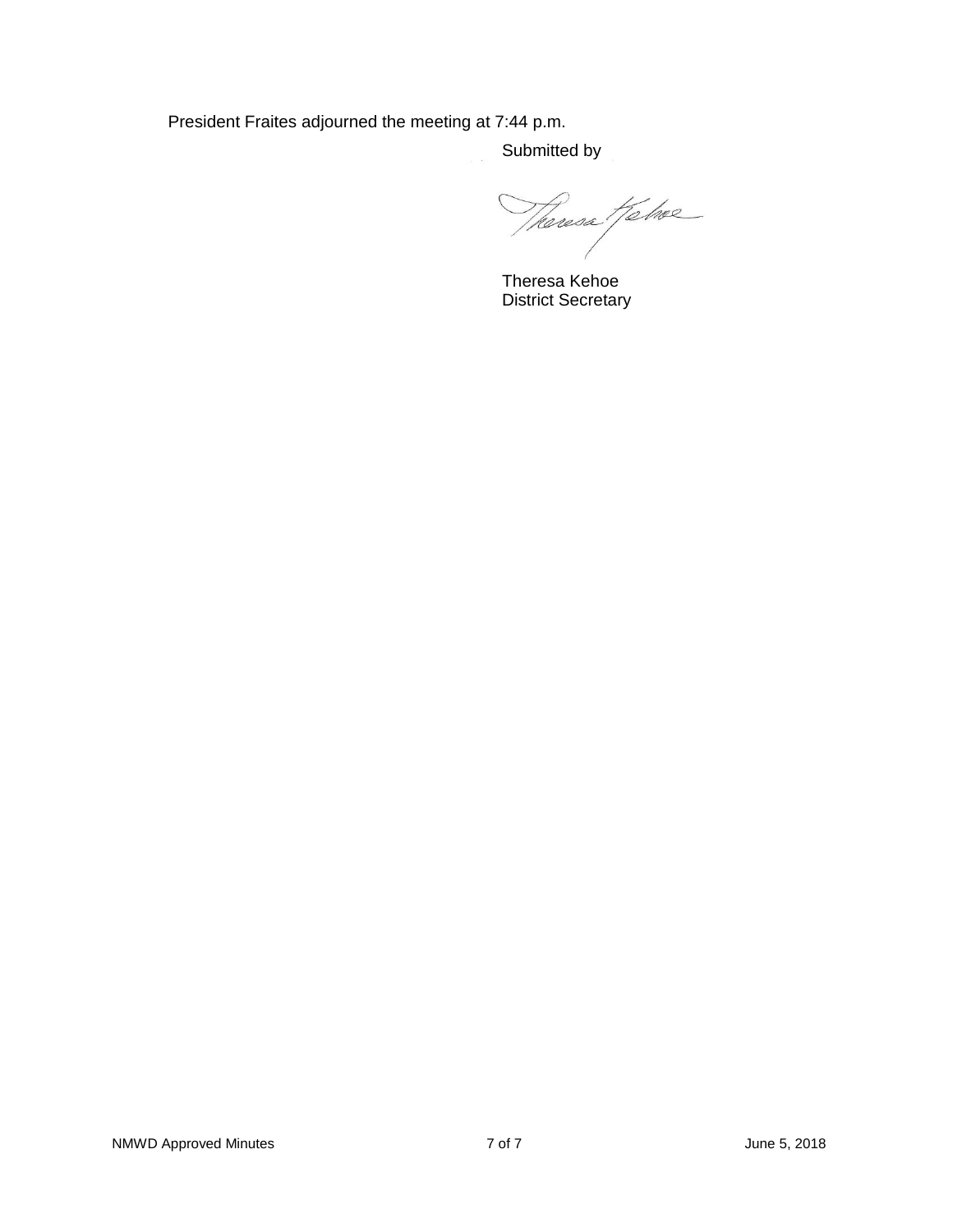President Fraites adjourned the meeting at 7:44 p.m.

Submitted by

Theresa Kehoe
District Secretary